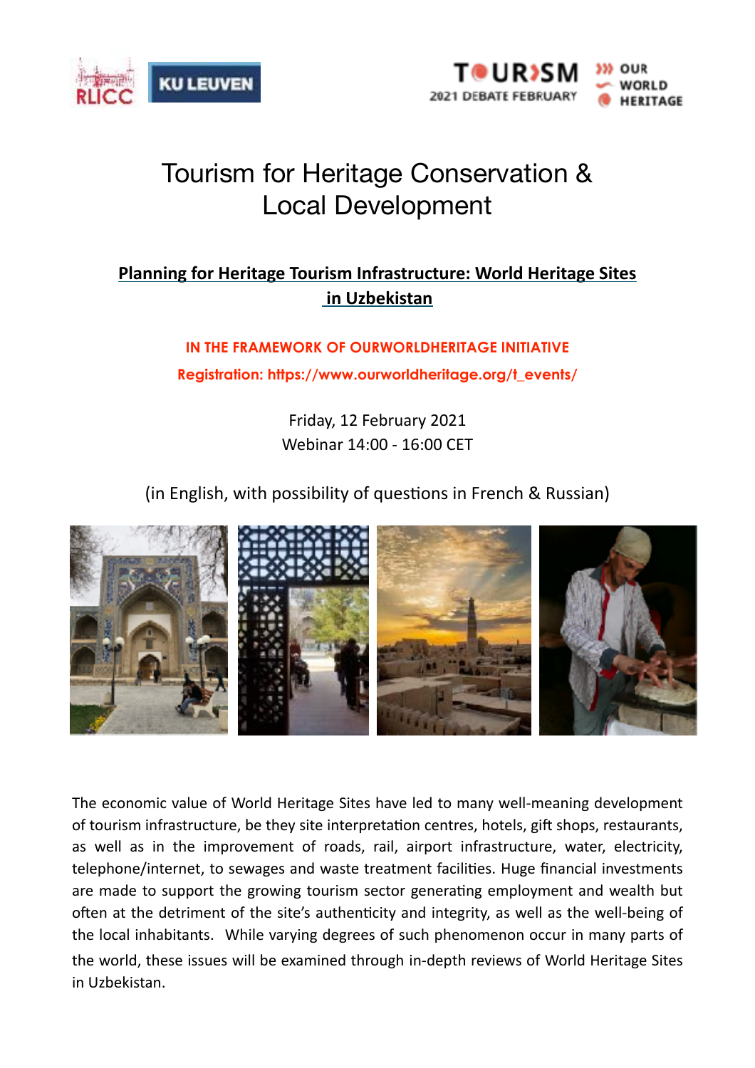# Tourism for Heritage Conservation & Local Development

## Planning for Heritage Tourism Infrastructure: World Heritage Sites in Uzbekistan

**IN THE FRAMEWORK OF OURWORLDHERITAGE INITIATIVE**

**Registration: https://www.ourworldheritage.org/t_events/**

Friday, 12 February 2021
Webinar 14:00 - 16:00 CET

(in English, with possibility of questions in French & Russian)

The economic value of World Heritage Sites have led to many well-meaning development of tourism infrastructure, be they site interpretation centres, hotels, gift shops, restaurants, as well as in the improvement of roads, rail, airport infrastructure, water, electricity, telephone/internet, to sewages and waste treatment facilities. Huge financial investments are made to support the growing tourism sector generating employment and wealth but often at the detriment of the site's authenticity and integrity, as well as the well-being of the local inhabitants. While varying degrees of such phenomenon occur in many parts of the world, these issues will be examined through in-depth reviews of World Heritage Sites in Uzbekistan.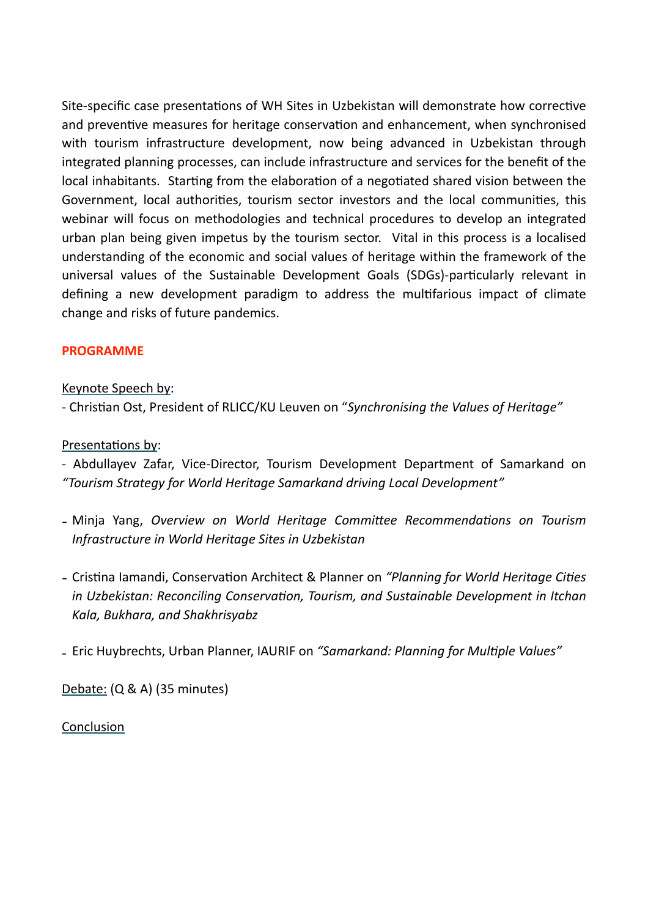Site-specific case presentations of WH Sites in Uzbekistan will demonstrate how corrective and preventive measures for heritage conservation and enhancement, when synchronised with tourism infrastructure development, now being advanced in Uzbekistan through integrated planning processes, can include infrastructure and services for the benefit of the local inhabitants. Starting from the elaboration of a negotiated shared vision between the Government, local authorities, tourism sector investors and the local communities, this webinar will focus on methodologies and technical procedures to develop an integrated urban plan being given impetus by the tourism sector. Vital in this process is a localised understanding of the economic and social values of heritage within the framework of the universal values of the Sustainable Development Goals (SDGs)-particularly relevant in defining a new development paradigm to address the multifarious impact of climate change and risks of future pandemics.

## PROGRAMME

Keynote Speech by:

- Christian Ost, President of RLICC/KU Leuven on "*Synchronising the Values of Heritage"*

Presentations by:

- Abdullayev Zafar, Vice-Director, Tourism Development Department of Samarkand on *"Tourism Strategy for World Heritage Samarkand driving Local Development"*

- Minja Yang, *Overview on World Heritage Committee Recommendations on Tourism Infrastructure in World Heritage Sites in Uzbekistan*

- Cristina Iamandi, Conservation Architect & Planner on *"Planning for World Heritage Cities in Uzbekistan: Reconciling Conservation, Tourism, and Sustainable Development in Itchan Kala, Bukhara, and Shakhrisyabz*

- Eric Huybrechts, Urban Planner, IAURIF on *"Samarkand: Planning for Multiple Values"*

Debate: (Q & A) (35 minutes)

Conclusion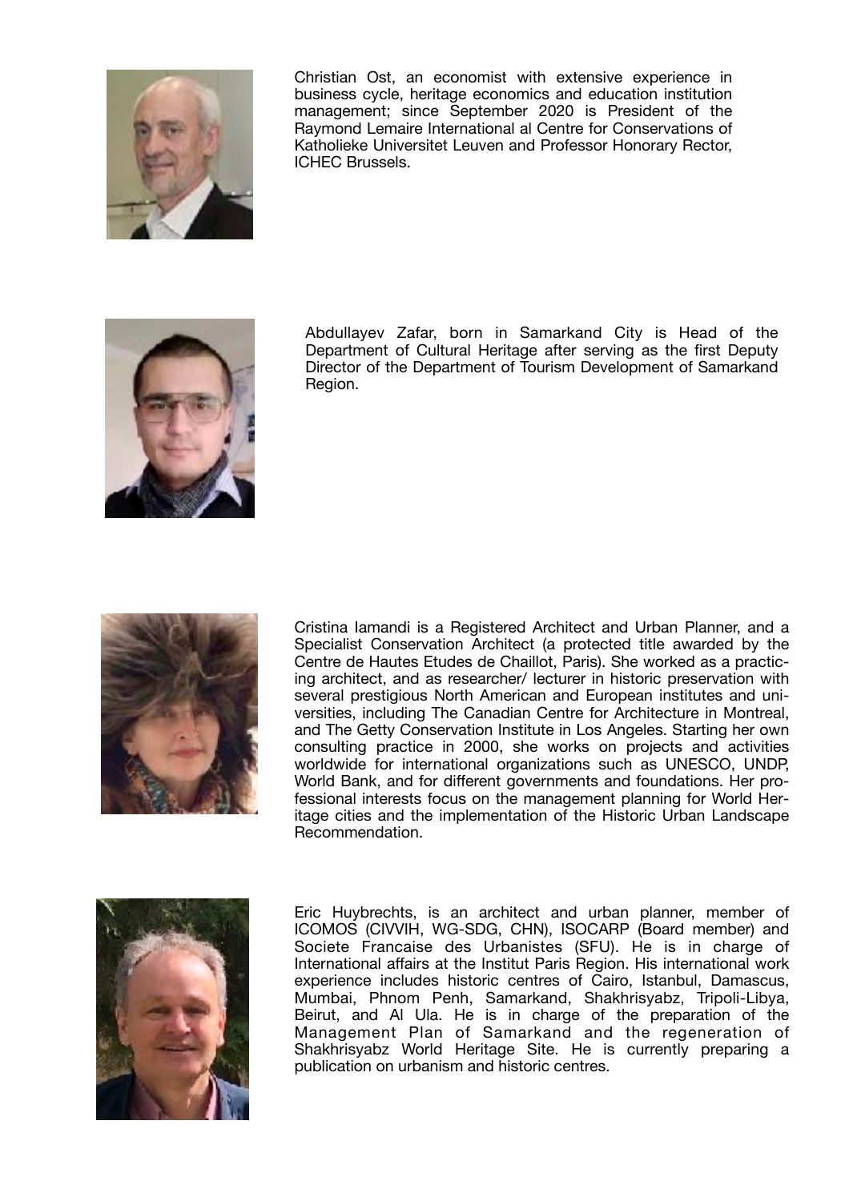Christian Ost, an economist with extensive experience in business cycle, heritage economics and education institution management; since September 2020 is President of the Raymond Lemaire International al Centre for Conservations of Katholieke Universitet Leuven and Professor Honorary Rector, ICHEC Brussels.

Abdullayev Zafar, born in Samarkand City is Head of the Department of Cultural Heritage after serving as the first Deputy Director of the Department of Tourism Development of Samarkand Region.

Cristina Iamandi is a Registered Architect and Urban Planner, and a Specialist Conservation Architect (a protected title awarded by the Centre de Hautes Etudes de Chaillot, Paris). She worked as a practicing architect, and as researcher/ lecturer in historic preservation with several prestigious North American and European institutes and universities, including The Canadian Centre for Architecture in Montreal, and The Getty Conservation Institute in Los Angeles. Starting her own consulting practice in 2000, she works on projects and activities worldwide for international organizations such as UNESCO, UNDP, World Bank, and for different governments and foundations. Her professional interests focus on the management planning for World Heritage cities and the implementation of the Historic Urban Landscape Recommendation.

Eric Huybrechts, is an architect and urban planner, member of ICOMOS (CIVVIH, WG-SDG, CHN), ISOCARP (Board member) and Societe Francaise des Urbanistes (SFU). He is in charge of International affairs at the Institut Paris Region. His international work experience includes historic centres of Cairo, Istanbul, Damascus, Mumbai, Phnom Penh, Samarkand, Shakhrisyabz, Tripoli-Libya, Beirut, and Al Ula. He is in charge of the preparation of the Management Plan of Samarkand and the regeneration of Shakhrisyabz World Heritage Site. He is currently preparing a publication on urbanism and historic centres.